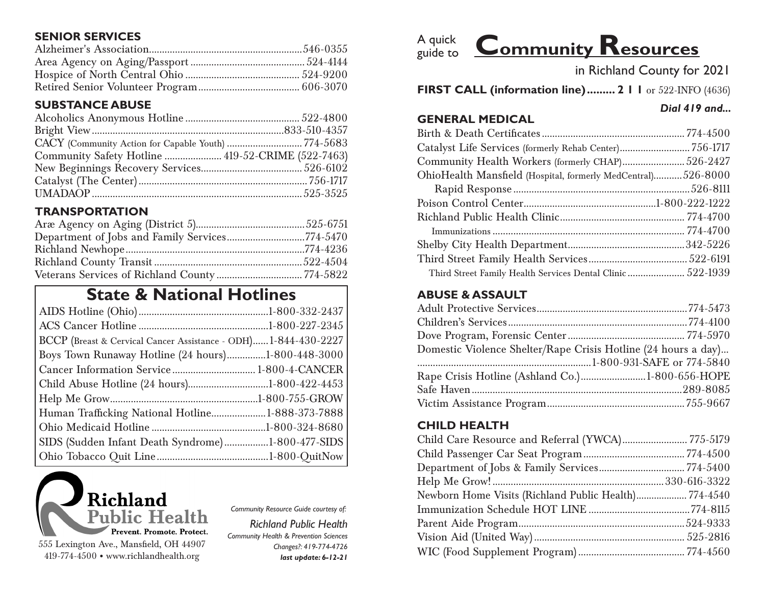## SENIOR SERVICES

Alzheimer's Association..........546-0355
Area Agency on Aging/Passport..........524-4144
Hospice of North Central Ohio..........524-9200
Retired Senior Volunteer Program..........606-3070

## SUBSTANCE ABUSE

Alcoholics Anonymous Hotline..........522-4800
Bright View..........833-510-4357
CACY (Community Action for Capable Youth)..........774-5683
Community Safety Hotline..........419-52-CRIME (522-7463)
New Beginnings Recovery Services..........526-6102
Catalyst (The Center)..........756-1717
UMADAOP..........525-3525

## TRANSPORTATION

Aræ Agency on Aging (District 5)..........525-6751
Department of Jobs and Family Services..........774-5470
Richland Newhope..........774-4236
Richland County Transit..........522-4504
Veterans Services of Richland County..........774-5822

## State & National Hotlines

AIDS Hotline (Ohio)..........1-800-332-2437
ACS Cancer Hotline..........1-800-227-2345
BCCP (Breast & Cervical Cancer Assistance - ODH)..........1-844-430-2227
Boys Town Runaway Hotline (24 hours)..........1-800-448-3000
Cancer Information Service..........1-800-4-CANCER
Child Abuse Hotline (24 hours)..........1-800-422-4453
Help Me Grow..........1-800-755-GROW
Human Trafficking National Hotline..........1-888-373-7888
Ohio Medicaid Hotline..........1-800-324-8680
SIDS (Sudden Infant Death Syndrome)..........1-800-477-SIDS
Ohio Tobacco Quit Line..........1-800-QuitNow

**Richland Public Health**
Prevent. Promote. Protect.
555 Lexington Ave., Mansfield, OH 44907
419-774-4500 • www.richlandhealth.org

*Community Resource Guide courtesy of:*
*Richland Public Health*
*Community Health & Prevention Sciences*
*Changes?: 419-774-4726*
***last update: 6-12-21***

# A quick guide to Community Resources

in Richland County for 2021

**FIRST CALL (information line).......... 2 1 1** or 522-INFO (4636)

***Dial 419 and...***

## GENERAL MEDICAL

Birth & Death Certificates..........774-4500
Catalyst Life Services (formerly Rehab Center)..........756-1717
Community Health Workers (formerly CHAP)..........526-2427
OhioHealth Mansfield (Hospital, formerly MedCentral)..........526-8000
Rapid Response..........526-8111
Poison Control Center..........1-800-222-1222
Richland Public Health Clinic..........774-4700
Immunizations..........774-4700
Shelby City Health Department..........342-5226
Third Street Family Health Services..........522-6191
Third Street Family Health Services Dental Clinic..........522-1939

## ABUSE & ASSAULT

Adult Protective Services..........774-5473
Children's Services..........774-4100
Dove Program, Forensic Center..........774-5970
Domestic Violence Shelter/Rape Crisis Hotline (24 hours a day)..........1-800-931-SAFE or 774-5840
Rape Crisis Hotline (Ashland Co.)..........1-800-656-HOPE
Safe Haven..........289-8085
Victim Assistance Program..........755-9667

## CHILD HEALTH

Child Care Resource and Referral (YWCA)..........775-5179
Child Passenger Car Seat Program..........774-4500
Department of Jobs & Family Services..........774-5400
Help Me Grow!..........330-616-3322
Newborn Home Visits (Richland Public Health)..........774-4540
Immunization Schedule HOT LINE..........774-8115
Parent Aide Program..........524-9333
Vision Aid (United Way)..........525-2816
WIC (Food Supplement Program)..........774-4560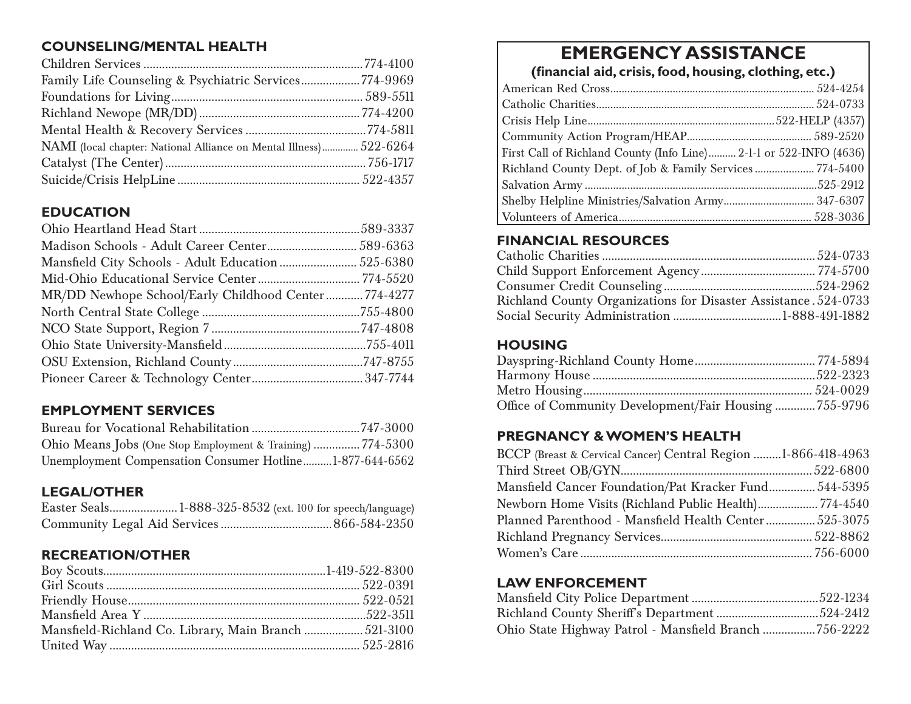## COUNSELING/MENTAL HEALTH

Children Services ........................................ 774-4100
Family Life Counseling & Psychiatric Services .................. 774-9969
Foundations for Living ........................................ 589-5511
Richland Newope (MR/DD) ........................................ 774-4200
Mental Health & Recovery Services ........................................ 774-5811
NAMI (local chapter: National Alliance on Mental Illness) ............. 522-6264
Catalyst (The Center) ........................................ 756-1717
Suicide/Crisis HelpLine ........................................ 522-4357

## EDUCATION

Ohio Heartland Head Start ........................................ 589-3337
Madison Schools - Adult Career Center ........................................ 589-6363
Mansfield City Schools - Adult Education ........................................ 525-6380
Mid-Ohio Educational Service Center ........................................ 774-5520
MR/DD Newhope School/Early Childhood Center ............ 774-4277
North Central State College ........................................ 755-4800
NCO State Support, Region 7 ........................................ 747-4808
Ohio State University-Mansfield ........................................ 755-4011
OSU Extension, Richland County ........................................ 747-8755
Pioneer Career & Technology Center ........................................ 347-7744

## EMPLOYMENT SERVICES

Bureau for Vocational Rehabilitation ........................................ 747-3000
Ohio Means Jobs (One Stop Employment & Training) ............... 774-5300
Unemployment Compensation Consumer Hotline .......... 1-877-644-6562

## LEGAL/OTHER

Easter Seals ...................... 1-888-325-8532 (ext. 100 for speech/language)
Community Legal Aid Services ........................................ 866-584-2350

## RECREATION/OTHER

Boy Scouts ........................................ 1-419-522-8300
Girl Scouts ........................................ 522-0391
Friendly House ........................................ 522-0521
Mansfield Area Y ........................................ 522-3511
Mansfield-Richland Co. Library, Main Branch ................... 521-3100
United Way ........................................ 525-2816

## EMERGENCY ASSISTANCE

**(financial aid, crisis, food, housing, clothing, etc.)**

American Red Cross ........................................ 524-4254
Catholic Charities ........................................ 524-0733
Crisis Help Line ........................................ 522-HELP (4357)
Community Action Program/HEAP ........................................ 589-2520
First Call of Richland County (Info Line) .......... 2-1-1 or 522-INFO (4636)
Richland County Dept. of Job & Family Services ..................... 774-5400
Salvation Army ........................................ 525-2912
Shelby Helpline Ministries/Salvation Army ................................ 347-6307
Volunteers of America ........................................ 528-3036

## FINANCIAL RESOURCES

Catholic Charities ........................................ 524-0733
Child Support Enforcement Agency ........................................ 774-5700
Consumer Credit Counseling ........................................ 524-2962
Richland County Organizations for Disaster Assistance . 524-0733
Social Security Administration ........................................ 1-888-491-1882

## HOUSING

Dayspring-Richland County Home ........................................ 774-5894
Harmony House ........................................ 522-2323
Metro Housing ........................................ 524-0029
Office of Community Development/Fair Housing ............. 755-9796

## PREGNANCY & WOMEN'S HEALTH

BCCP (Breast & Cervical Cancer) Central Region ......... 1-866-418-4963
Third Street OB/GYN ........................................ 522-6800
Mansfield Cancer Foundation/Pat Kracker Fund ............... 544-5395
Newborn Home Visits (Richland Public Health) .................... 774-4540
Planned Parenthood - Mansfield Health Center ................ 525-3075
Richland Pregnancy Services ........................................ 522-8862
Women's Care ........................................ 756-6000

## LAW ENFORCEMENT

Mansfield City Police Department ........................................ 522-1234
Richland County Sheriff's Department ........................................ 524-2412
Ohio State Highway Patrol - Mansfield Branch ................. 756-2222